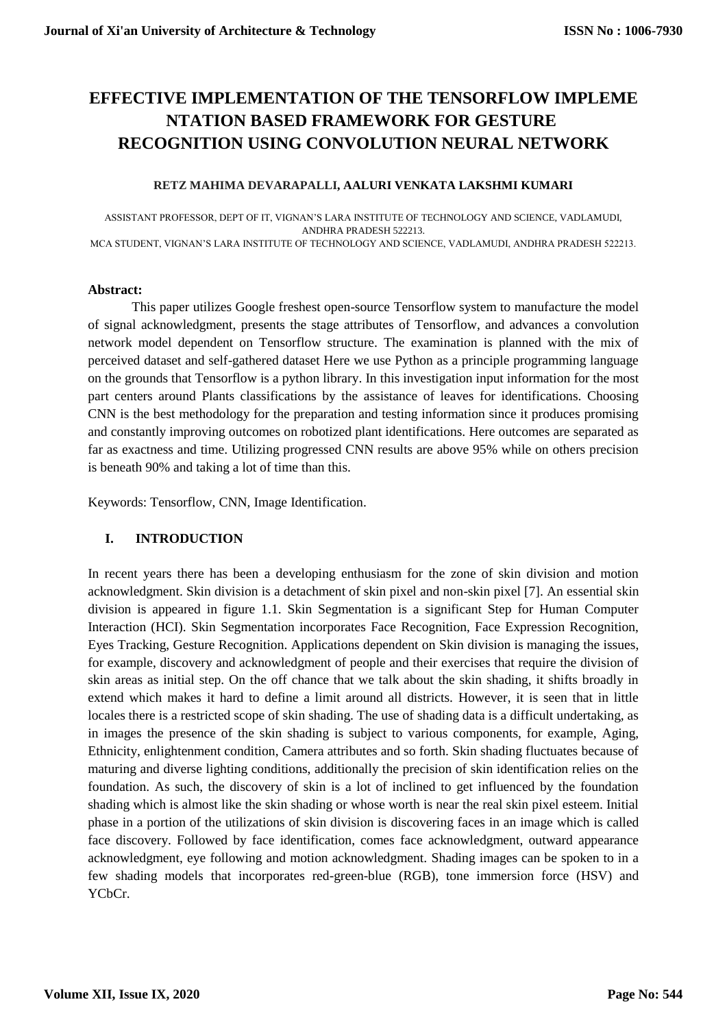# EFFECTIVE IMPLEMENTATION OF THE TENSORFLOW IMPLEME NTATION BASED FRAMEWORK FOR GESTURE RECOGNITION USING CONVOLUTION NEURAL NETWORK

**RETZ MAHIMA DEVARAPALLI, AALURI VENKATA LAKSHMI KUMARI**

ASSISTANT PROFESSOR, DEPT OF IT, VIGNAN'S LARA INSTITUTE OF TECHNOLOGY AND SCIENCE, VADLAMUDI, ANDHRA PRADESH 522213.
MCA STUDENT, VIGNAN'S LARA INSTITUTE OF TECHNOLOGY AND SCIENCE, VADLAMUDI, ANDHRA PRADESH 522213.

**Abstract:**

This paper utilizes Google freshest open-source Tensorflow system to manufacture the model of signal acknowledgment, presents the stage attributes of Tensorflow, and advances a convolution network model dependent on Tensorflow structure. The examination is planned with the mix of perceived dataset and self-gathered dataset Here we use Python as a principle programming language on the grounds that Tensorflow is a python library. In this investigation input information for the most part centers around Plants classifications by the assistance of leaves for identifications. Choosing CNN is the best methodology for the preparation and testing information since it produces promising and constantly improving outcomes on robotized plant identifications. Here outcomes are separated as far as exactness and time. Utilizing progressed CNN results are above 95% while on others precision is beneath 90% and taking a lot of time than this.

Keywords: Tensorflow, CNN, Image Identification.

## I. INTRODUCTION

In recent years there has been a developing enthusiasm for the zone of skin division and motion acknowledgment. Skin division is a detachment of skin pixel and non-skin pixel [7]. An essential skin division is appeared in figure 1.1. Skin Segmentation is a significant Step for Human Computer Interaction (HCI). Skin Segmentation incorporates Face Recognition, Face Expression Recognition, Eyes Tracking, Gesture Recognition. Applications dependent on Skin division is managing the issues, for example, discovery and acknowledgment of people and their exercises that require the division of skin areas as initial step. On the off chance that we talk about the skin shading, it shifts broadly in extend which makes it hard to define a limit around all districts. However, it is seen that in little locales there is a restricted scope of skin shading. The use of shading data is a difficult undertaking, as in images the presence of the skin shading is subject to various components, for example, Aging, Ethnicity, enlightenment condition, Camera attributes and so forth. Skin shading fluctuates because of maturing and diverse lighting conditions, additionally the precision of skin identification relies on the foundation. As such, the discovery of skin is a lot of inclined to get influenced by the foundation shading which is almost like the skin shading or whose worth is near the real skin pixel esteem. Initial phase in a portion of the utilizations of skin division is discovering faces in an image which is called face discovery. Followed by face identification, comes face acknowledgment, outward appearance acknowledgment, eye following and motion acknowledgment. Shading images can be spoken to in a few shading models that incorporates red-green-blue (RGB), tone immersion force (HSV) and YCbCr.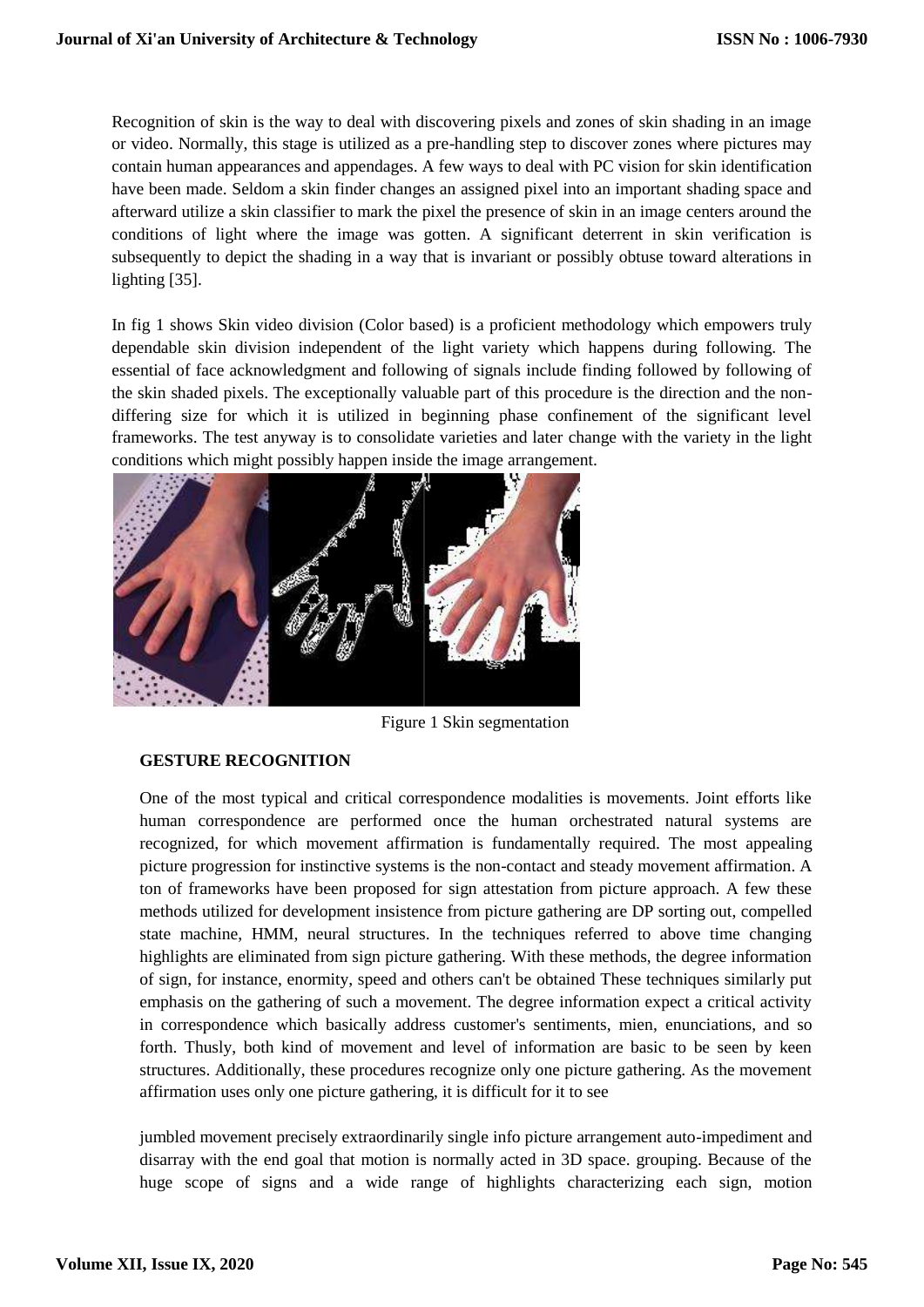Recognition of skin is the way to deal with discovering pixels and zones of skin shading in an image or video. Normally, this stage is utilized as a pre-handling step to discover zones where pictures may contain human appearances and appendages. A few ways to deal with PC vision for skin identification have been made. Seldom a skin finder changes an assigned pixel into an important shading space and afterward utilize a skin classifier to mark the pixel the presence of skin in an image centers around the conditions of light where the image was gotten. A significant deterrent in skin verification is subsequently to depict the shading in a way that is invariant or possibly obtuse toward alterations in lighting [35].

In fig 1 shows Skin video division (Color based) is a proficient methodology which empowers truly dependable skin division independent of the light variety which happens during following. The essential of face acknowledgment and following of signals include finding followed by following of the skin shaded pixels. The exceptionally valuable part of this procedure is the direction and the non-differing size for which it is utilized in beginning phase confinement of the significant level frameworks. The test anyway is to consolidate varieties and later change with the variety in the light conditions which might possibly happen inside the image arrangement.

Figure 1 Skin segmentation

## GESTURE RECOGNITION

One of the most typical and critical correspondence modalities is movements. Joint efforts like human correspondence are performed once the human orchestrated natural systems are recognized, for which movement affirmation is fundamentally required. The most appealing picture progression for instinctive systems is the non-contact and steady movement affirmation. A ton of frameworks have been proposed for sign attestation from picture approach. A few these methods utilized for development insistence from picture gathering are DP sorting out, compelled state machine, HMM, neural structures. In the techniques referred to above time changing highlights are eliminated from sign picture gathering. With these methods, the degree information of sign, for instance, enormity, speed and others can't be obtained These techniques similarly put emphasis on the gathering of such a movement. The degree information expect a critical activity in correspondence which basically address customer's sentiments, mien, enunciations, and so forth. Thusly, both kind of movement and level of information are basic to be seen by keen structures. Additionally, these procedures recognize only one picture gathering. As the movement affirmation uses only one picture gathering, it is difficult for it to see

jumbled movement precisely extraordinarily single info picture arrangement auto-impediment and disarray with the end goal that motion is normally acted in 3D space. grouping. Because of the huge scope of signs and a wide range of highlights characterizing each sign, motion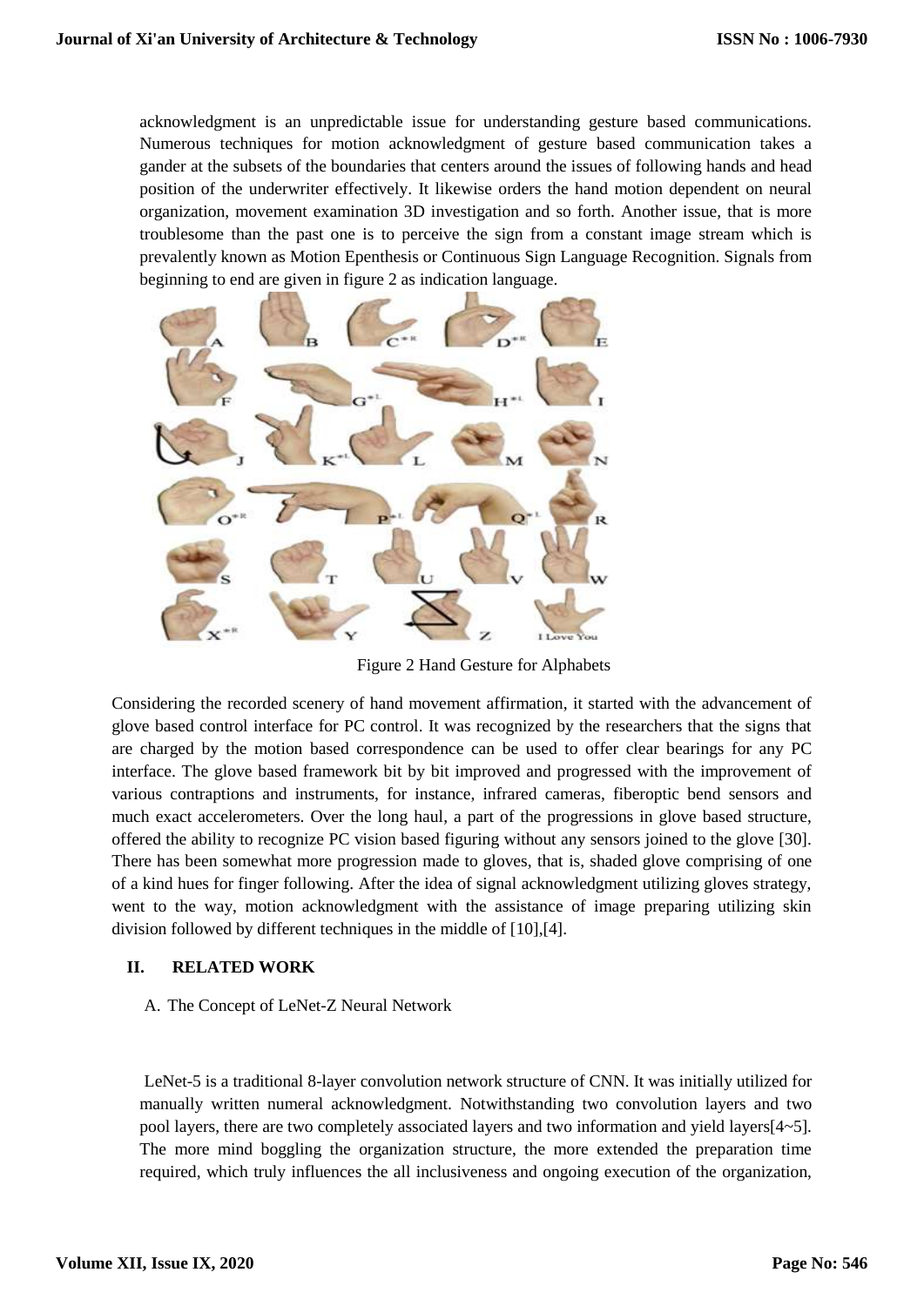acknowledgment is an unpredictable issue for understanding gesture based communications. Numerous techniques for motion acknowledgment of gesture based communication takes a gander at the subsets of the boundaries that centers around the issues of following hands and head position of the underwriter effectively. It likewise orders the hand motion dependent on neural organization, movement examination 3D investigation and so forth. Another issue, that is more troublesome than the past one is to perceive the sign from a constant image stream which is prevalently known as Motion Epenthesis or Continuous Sign Language Recognition. Signals from beginning to end are given in figure 2 as indication language.

Figure 2 Hand Gesture for Alphabets

Considering the recorded scenery of hand movement affirmation, it started with the advancement of glove based control interface for PC control. It was recognized by the researchers that the signs that are charged by the motion based correspondence can be used to offer clear bearings for any PC interface. The glove based framework bit by bit improved and progressed with the improvement of various contraptions and instruments, for instance, infrared cameras, fiberoptic bend sensors and much exact accelerometers. Over the long haul, a part of the progressions in glove based structure, offered the ability to recognize PC vision based figuring without any sensors joined to the glove [30]. There has been somewhat more progression made to gloves, that is, shaded glove comprising of one of a kind hues for finger following. After the idea of signal acknowledgment utilizing gloves strategy, went to the way, motion acknowledgment with the assistance of image preparing utilizing skin division followed by different techniques in the middle of [10],[4].

## II. RELATED WORK

### A. The Concept of LeNet-Z Neural Network

LeNet-5 is a traditional 8-layer convolution network structure of CNN. It was initially utilized for manually written numeral acknowledgment. Notwithstanding two convolution layers and two pool layers, there are two completely associated layers and two information and yield layers[4~5]. The more mind boggling the organization structure, the more extended the preparation time required, which truly influences the all inclusiveness and ongoing execution of the organization,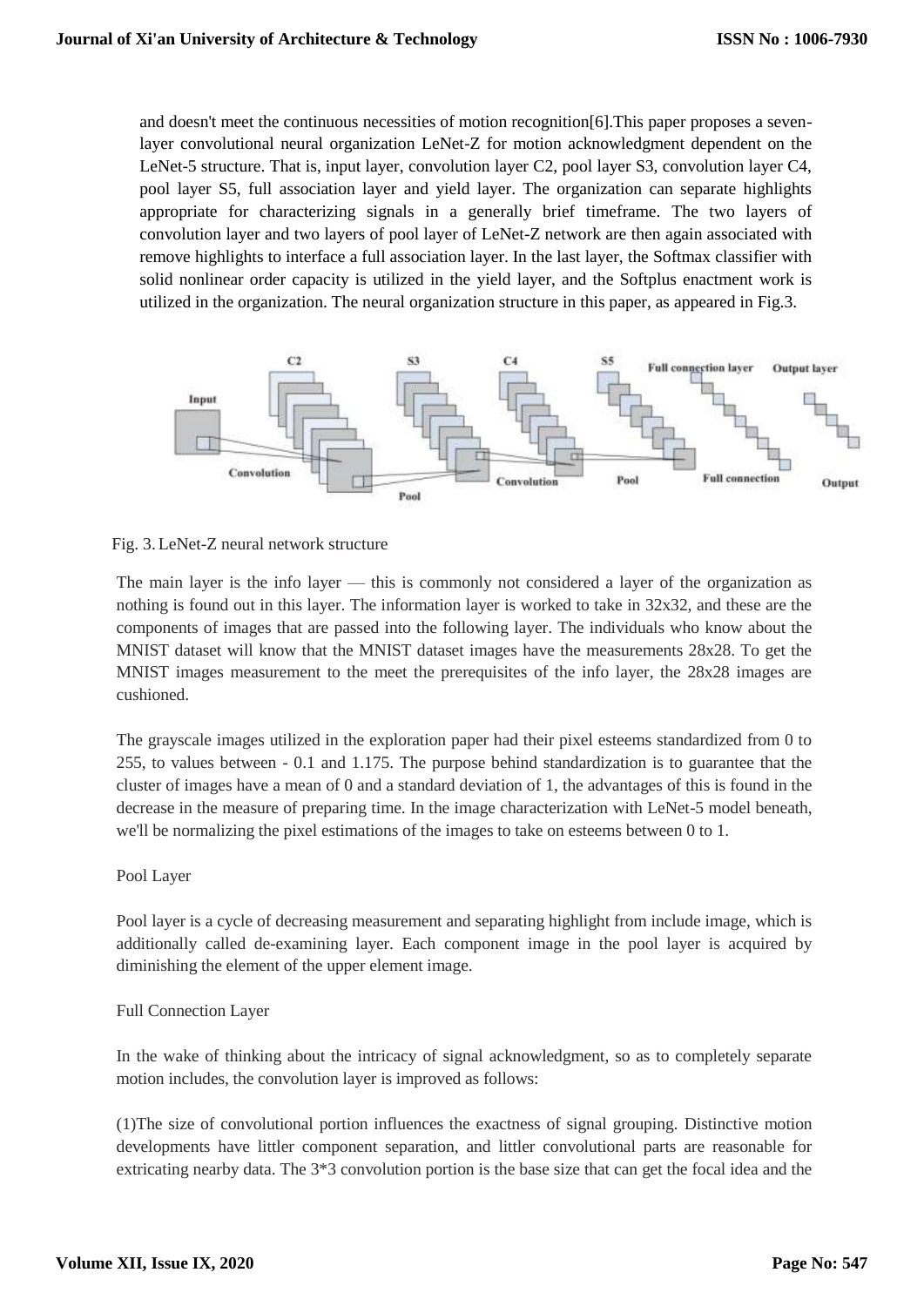and doesn't meet the continuous necessities of motion recognition[6].This paper proposes a seven-layer convolutional neural organization LeNet-Z for motion acknowledgment dependent on the LeNet-5 structure. That is, input layer, convolution layer C2, pool layer S3, convolution layer C4, pool layer S5, full association layer and yield layer. The organization can separate highlights appropriate for characterizing signals in a generally brief timeframe. The two layers of convolution layer and two layers of pool layer of LeNet-Z network are then again associated with remove highlights to interface a full association layer. In the last layer, the Softmax classifier with solid nonlinear order capacity is utilized in the yield layer, and the Softplus enactment work is utilized in the organization. The neural organization structure in this paper, as appeared in Fig.3.

Fig. 3. LeNet-Z neural network structure

The main layer is the info layer — this is commonly not considered a layer of the organization as nothing is found out in this layer. The information layer is worked to take in 32x32, and these are the components of images that are passed into the following layer. The individuals who know about the MNIST dataset will know that the MNIST dataset images have the measurements 28x28. To get the MNIST images measurement to the meet the prerequisites of the info layer, the 28x28 images are cushioned.

The grayscale images utilized in the exploration paper had their pixel esteems standardized from 0 to 255, to values between - 0.1 and 1.175. The purpose behind standardization is to guarantee that the cluster of images have a mean of 0 and a standard deviation of 1, the advantages of this is found in the decrease in the measure of preparing time. In the image characterization with LeNet-5 model beneath, we'll be normalizing the pixel estimations of the images to take on esteems between 0 to 1.

Pool Layer

Pool layer is a cycle of decreasing measurement and separating highlight from include image, which is additionally called de-examining layer. Each component image in the pool layer is acquired by diminishing the element of the upper element image.

Full Connection Layer

In the wake of thinking about the intricacy of signal acknowledgment, so as to completely separate motion includes, the convolution layer is improved as follows:

(1)The size of convolutional portion influences the exactness of signal grouping. Distinctive motion developments have littler component separation, and littler convolutional parts are reasonable for extricating nearby data. The 3*3 convolution portion is the base size that can get the focal idea and the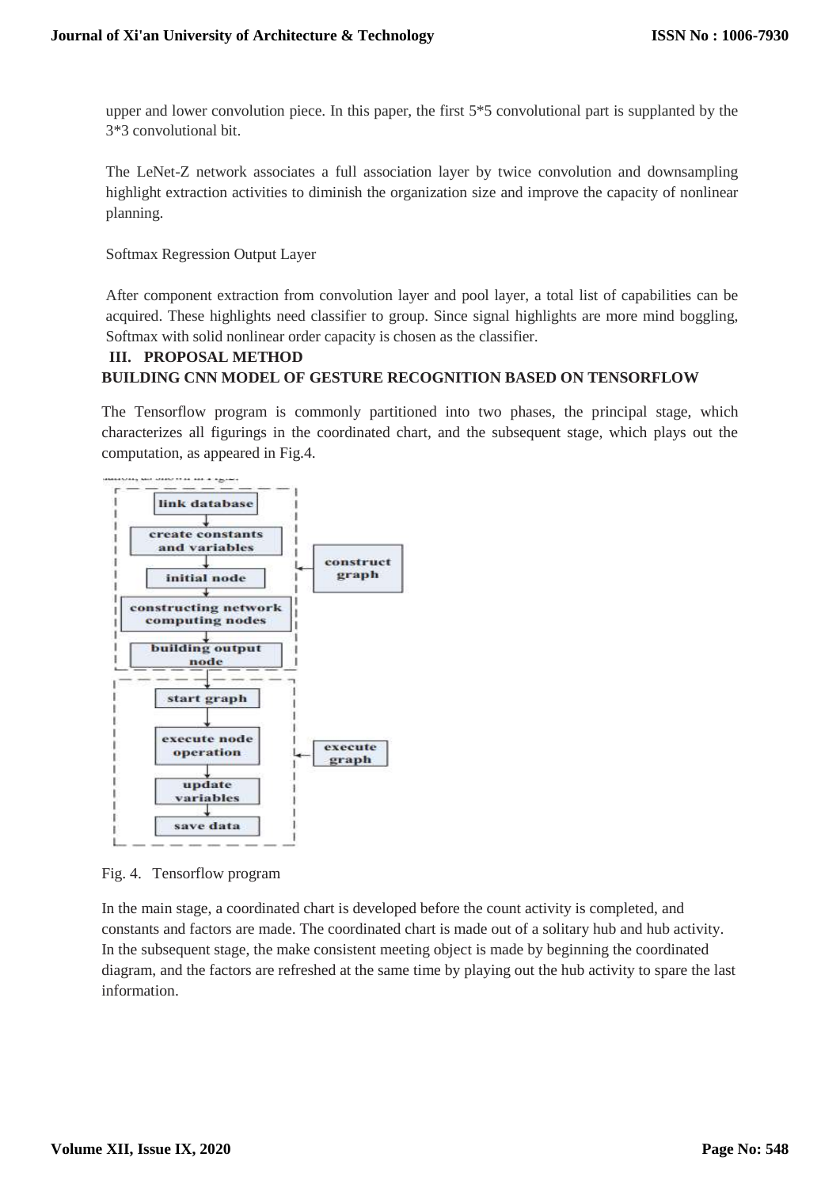upper and lower convolution piece. In this paper, the first 5*5 convolutional part is supplanted by the 3*3 convolutional bit.

The LeNet-Z network associates a full association layer by twice convolution and downsampling highlight extraction activities to diminish the organization size and improve the capacity of nonlinear planning.

Softmax Regression Output Layer

After component extraction from convolution layer and pool layer, a total list of capabilities can be acquired. These highlights need classifier to group. Since signal highlights are more mind boggling, Softmax with solid nonlinear order capacity is chosen as the classifier.

## III. PROPOSAL METHOD

### BUILDING CNN MODEL OF GESTURE RECOGNITION BASED ON TENSORFLOW

The Tensorflow program is commonly partitioned into two phases, the principal stage, which characterizes all figurings in the coordinated chart, and the subsequent stage, which plays out the computation, as appeared in Fig.4.

Fig. 4. Tensorflow program

In the main stage, a coordinated chart is developed before the count activity is completed, and constants and factors are made. The coordinated chart is made out of a solitary hub and hub activity. In the subsequent stage, the make consistent meeting object is made by beginning the coordinated diagram, and the factors are refreshed at the same time by playing out the hub activity to spare the last information.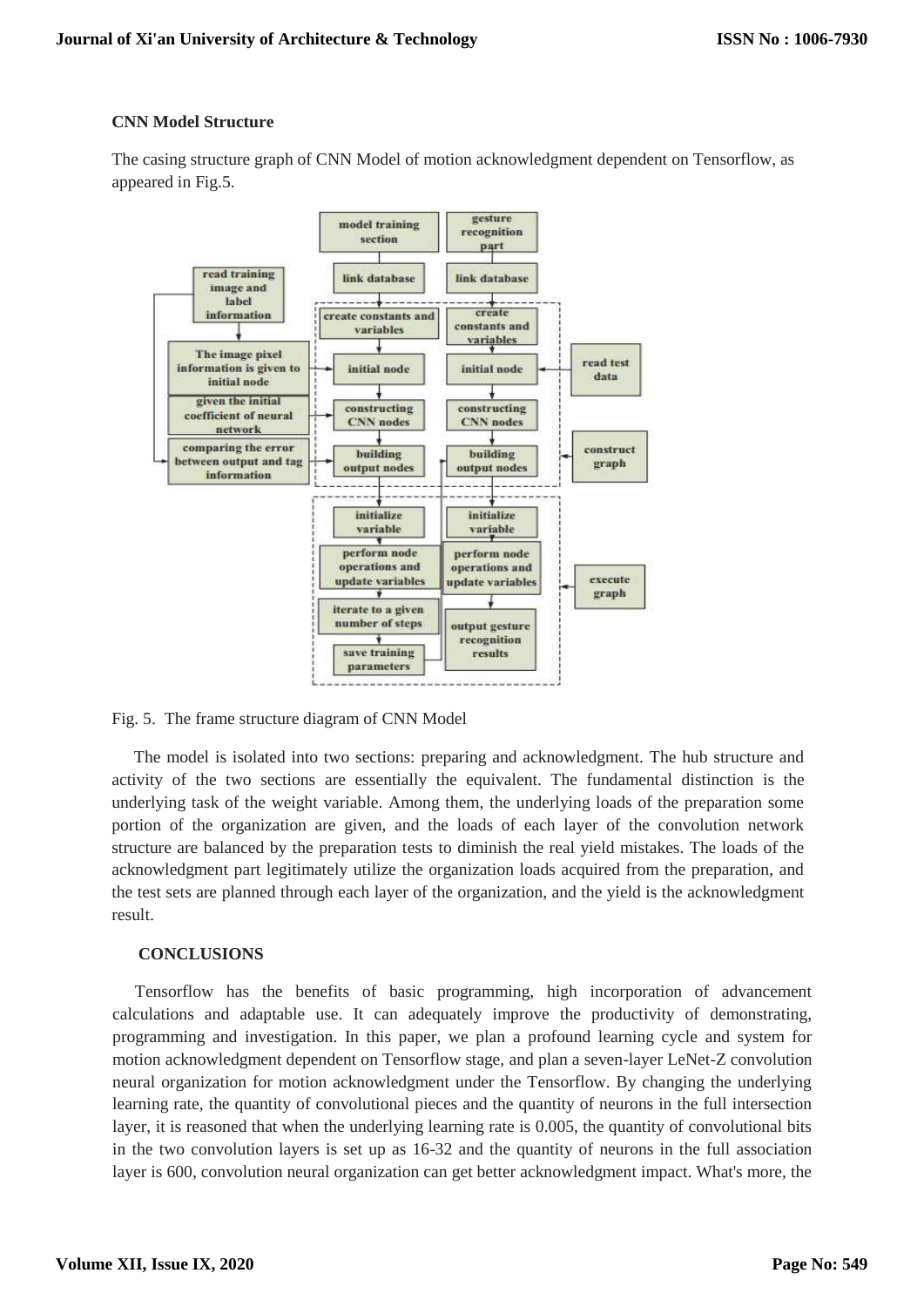**CNN Model Structure**

The casing structure graph of CNN Model of motion acknowledgment dependent on Tensorflow, as appeared in Fig.5.

Fig. 5. The frame structure diagram of CNN Model

The model is isolated into two sections: preparing and acknowledgment. The hub structure and activity of the two sections are essentially the equivalent. The fundamental distinction is the underlying task of the weight variable. Among them, the underlying loads of the preparation some portion of the organization are given, and the loads of each layer of the convolution network structure are balanced by the preparation tests to diminish the real yield mistakes. The loads of the acknowledgment part legitimately utilize the organization loads acquired from the preparation, and the test sets are planned through each layer of the organization, and the yield is the acknowledgment result.

**CONCLUSIONS**

Tensorflow has the benefits of basic programming, high incorporation of advancement calculations and adaptable use. It can adequately improve the productivity of demonstrating, programming and investigation. In this paper, we plan a profound learning cycle and system for motion acknowledgment dependent on Tensorflow stage, and plan a seven-layer LeNet-Z convolution neural organization for motion acknowledgment under the Tensorflow. By changing the underlying learning rate, the quantity of convolutional pieces and the quantity of neurons in the full intersection layer, it is reasoned that when the underlying learning rate is 0.005, the quantity of convolutional bits in the two convolution layers is set up as 16-32 and the quantity of neurons in the full association layer is 600, convolution neural organization can get better acknowledgment impact. What's more, the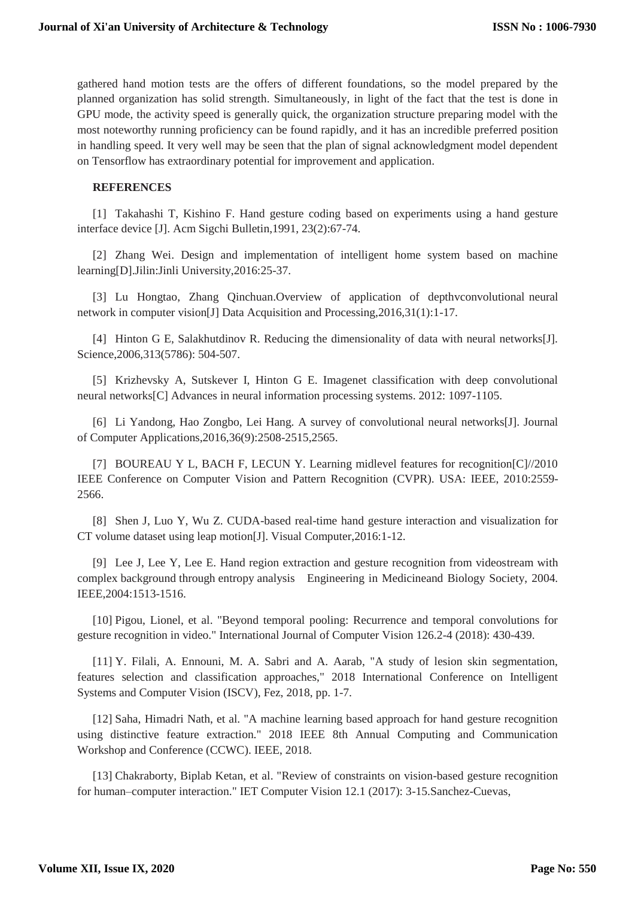gathered hand motion tests are the offers of different foundations, so the model prepared by the planned organization has solid strength. Simultaneously, in light of the fact that the test is done in GPU mode, the activity speed is generally quick, the organization structure preparing model with the most noteworthy running proficiency can be found rapidly, and it has an incredible preferred position in handling speed. It very well may be seen that the plan of signal acknowledgment model dependent on Tensorflow has extraordinary potential for improvement and application.

## REFERENCES

[1] Takahashi T, Kishino F. Hand gesture coding based on experiments using a hand gesture interface device [J]. Acm Sigchi Bulletin,1991, 23(2):67-74.

[2] Zhang Wei. Design and implementation of intelligent home system based on machine learning[D].Jilin:Jinli University,2016:25-37.

[3] Lu Hongtao, Zhang Qinchuan.Overview of application of depthvconvolutional neural network in computer vision[J] Data Acquisition and Processing,2016,31(1):1-17.

[4] Hinton G E, Salakhutdinov R. Reducing the dimensionality of data with neural networks[J]. Science,2006,313(5786): 504-507.

[5] Krizhevsky A, Sutskever I, Hinton G E. Imagenet classification with deep convolutional neural networks[C] Advances in neural information processing systems. 2012: 1097-1105.

[6] Li Yandong, Hao Zongbo, Lei Hang. A survey of convolutional neural networks[J]. Journal of Computer Applications,2016,36(9):2508-2515,2565.

[7] BOUREAU Y L, BACH F, LECUN Y. Learning midlevel features for recognition[C]//2010 IEEE Conference on Computer Vision and Pattern Recognition (CVPR). USA: IEEE, 2010:2559-2566.

[8] Shen J, Luo Y, Wu Z. CUDA-based real-time hand gesture interaction and visualization for CT volume dataset using leap motion[J]. Visual Computer,2016:1-12.

[9] Lee J, Lee Y, Lee E. Hand region extraction and gesture recognition from videostream with complex background through entropy analysis Engineering in Medicineand Biology Society, 2004. IEEE,2004:1513-1516.

[10] Pigou, Lionel, et al. "Beyond temporal pooling: Recurrence and temporal convolutions for gesture recognition in video." International Journal of Computer Vision 126.2-4 (2018): 430-439.

[11] Y. Filali, A. Ennouni, M. A. Sabri and A. Aarab, "A study of lesion skin segmentation, features selection and classification approaches," 2018 International Conference on Intelligent Systems and Computer Vision (ISCV), Fez, 2018, pp. 1-7.

[12] Saha, Himadri Nath, et al. "A machine learning based approach for hand gesture recognition using distinctive feature extraction." 2018 IEEE 8th Annual Computing and Communication Workshop and Conference (CCWC). IEEE, 2018.

[13] Chakraborty, Biplab Ketan, et al. "Review of constraints on vision-based gesture recognition for human–computer interaction." IET Computer Vision 12.1 (2017): 3-15.Sanchez-Cuevas,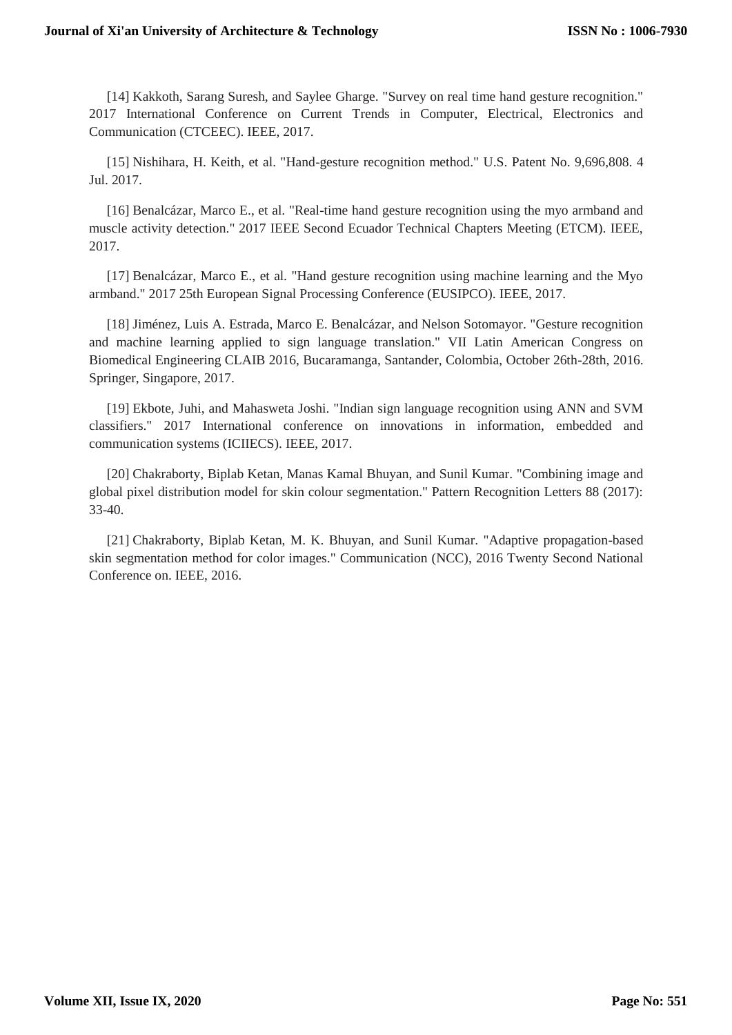[14] Kakkoth, Sarang Suresh, and Saylee Gharge. "Survey on real time hand gesture recognition." 2017 International Conference on Current Trends in Computer, Electrical, Electronics and Communication (CTCEEC). IEEE, 2017.

[15] Nishihara, H. Keith, et al. "Hand-gesture recognition method." U.S. Patent No. 9,696,808. 4 Jul. 2017.

[16] Benalcázar, Marco E., et al. "Real-time hand gesture recognition using the myo armband and muscle activity detection." 2017 IEEE Second Ecuador Technical Chapters Meeting (ETCM). IEEE, 2017.

[17] Benalcázar, Marco E., et al. "Hand gesture recognition using machine learning and the Myo armband." 2017 25th European Signal Processing Conference (EUSIPCO). IEEE, 2017.

[18] Jiménez, Luis A. Estrada, Marco E. Benalcázar, and Nelson Sotomayor. "Gesture recognition and machine learning applied to sign language translation." VII Latin American Congress on Biomedical Engineering CLAIB 2016, Bucaramanga, Santander, Colombia, October 26th-28th, 2016. Springer, Singapore, 2017.

[19] Ekbote, Juhi, and Mahasweta Joshi. "Indian sign language recognition using ANN and SVM classifiers." 2017 International conference on innovations in information, embedded and communication systems (ICIIECS). IEEE, 2017.

[20] Chakraborty, Biplab Ketan, Manas Kamal Bhuyan, and Sunil Kumar. "Combining image and global pixel distribution model for skin colour segmentation." Pattern Recognition Letters 88 (2017): 33-40.

[21] Chakraborty, Biplab Ketan, M. K. Bhuyan, and Sunil Kumar. "Adaptive propagation-based skin segmentation method for color images." Communication (NCC), 2016 Twenty Second National Conference on. IEEE, 2016.